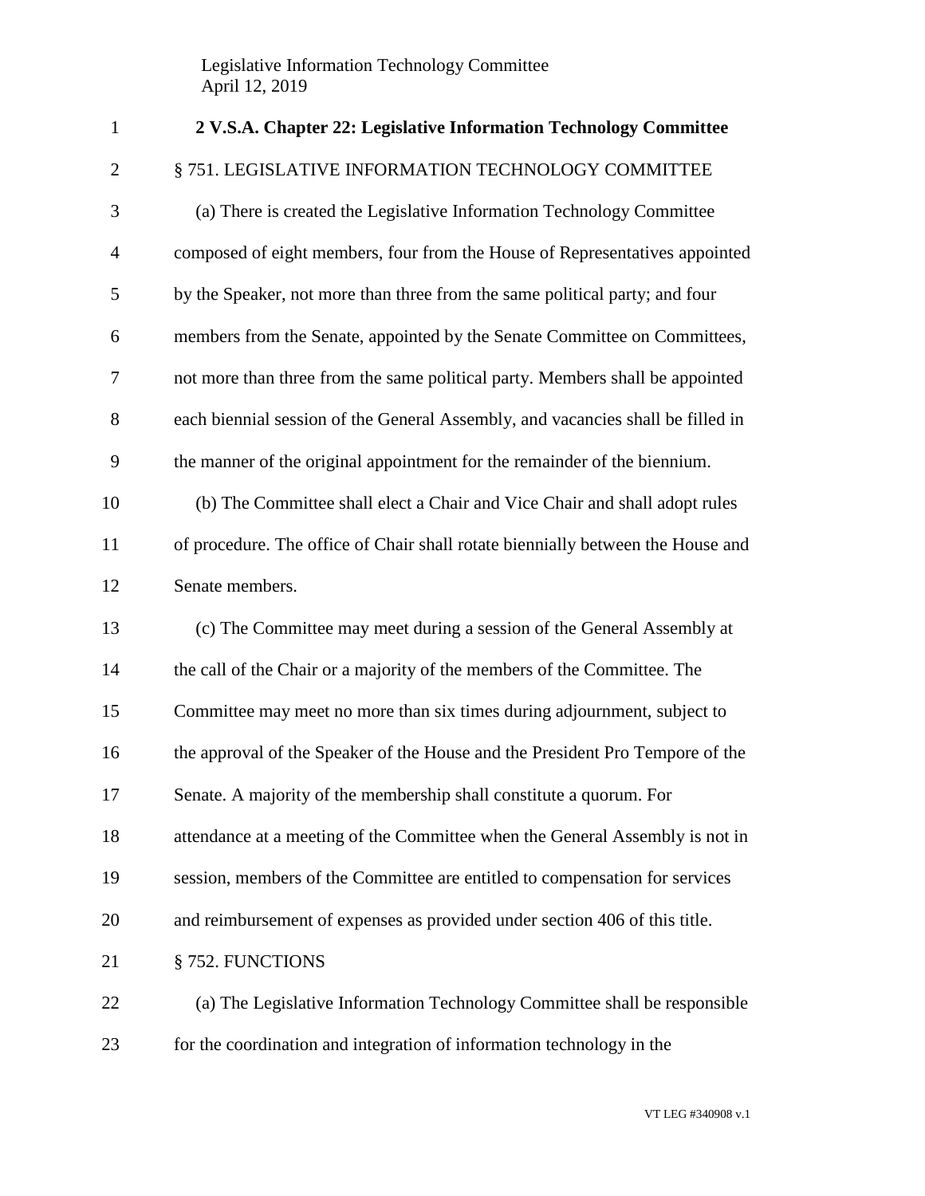Legislative Information Technology Committee
April 12, 2019

# 2 V.S.A. Chapter 22: Legislative Information Technology Committee

§ 751. LEGISLATIVE INFORMATION TECHNOLOGY COMMITTEE

(a) There is created the Legislative Information Technology Committee composed of eight members, four from the House of Representatives appointed by the Speaker, not more than three from the same political party; and four members from the Senate, appointed by the Senate Committee on Committees, not more than three from the same political party. Members shall be appointed each biennial session of the General Assembly, and vacancies shall be filled in the manner of the original appointment for the remainder of the biennium.

(b) The Committee shall elect a Chair and Vice Chair and shall adopt rules of procedure. The office of Chair shall rotate biennially between the House and Senate members.

(c) The Committee may meet during a session of the General Assembly at the call of the Chair or a majority of the members of the Committee. The Committee may meet no more than six times during adjournment, subject to the approval of the Speaker of the House and the President Pro Tempore of the Senate. A majority of the membership shall constitute a quorum. For attendance at a meeting of the Committee when the General Assembly is not in session, members of the Committee are entitled to compensation for services and reimbursement of expenses as provided under section 406 of this title.

§ 752. FUNCTIONS

(a) The Legislative Information Technology Committee shall be responsible for the coordination and integration of information technology in the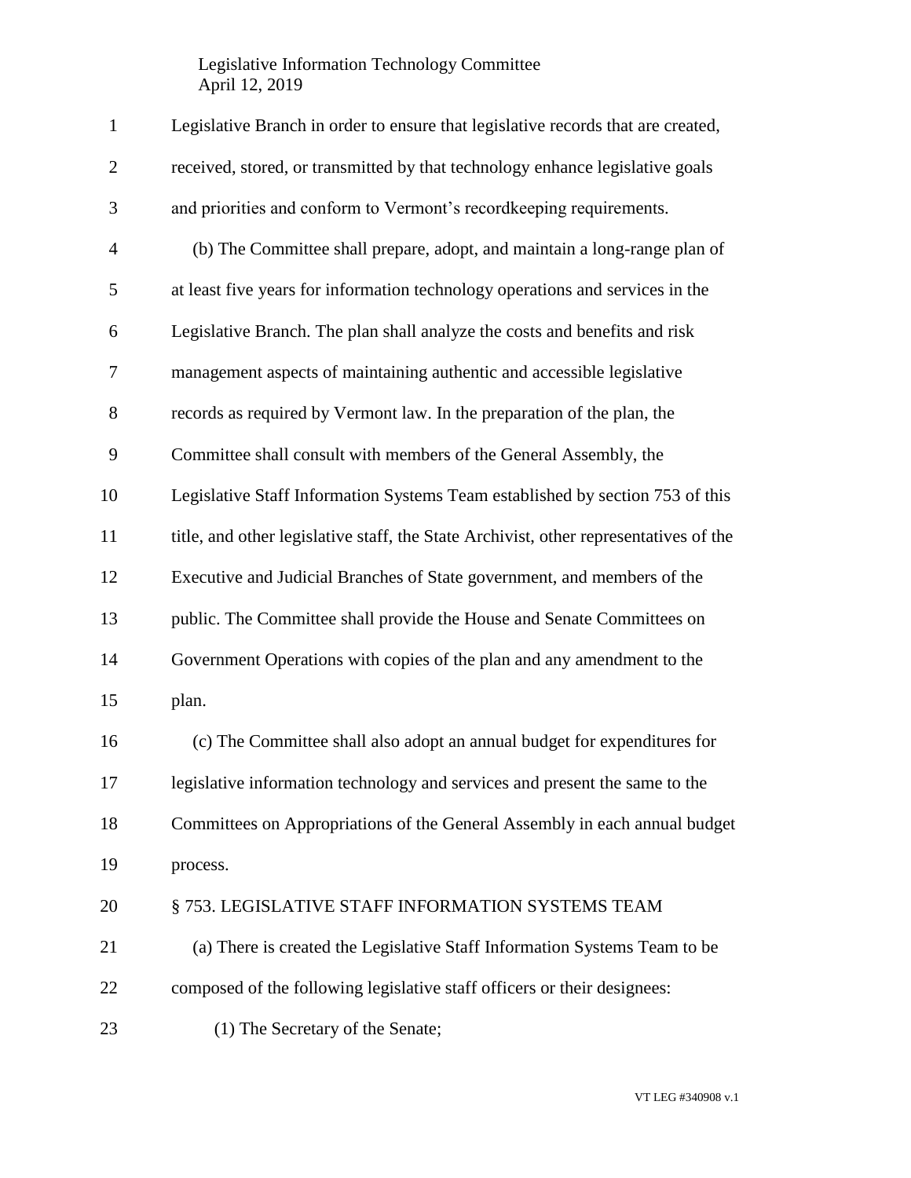Legislative Branch in order to ensure that legislative records that are created, received, stored, or transmitted by that technology enhance legislative goals and priorities and conform to Vermont's recordkeeping requirements.

(b) The Committee shall prepare, adopt, and maintain a long-range plan of at least five years for information technology operations and services in the Legislative Branch. The plan shall analyze the costs and benefits and risk management aspects of maintaining authentic and accessible legislative records as required by Vermont law. In the preparation of the plan, the Committee shall consult with members of the General Assembly, the Legislative Staff Information Systems Team established by section 753 of this title, and other legislative staff, the State Archivist, other representatives of the Executive and Judicial Branches of State government, and members of the public. The Committee shall provide the House and Senate Committees on Government Operations with copies of the plan and any amendment to the plan.

(c) The Committee shall also adopt an annual budget for expenditures for legislative information technology and services and present the same to the Committees on Appropriations of the General Assembly in each annual budget process.

§ 753. LEGISLATIVE STAFF INFORMATION SYSTEMS TEAM

(a) There is created the Legislative Staff Information Systems Team to be composed of the following legislative staff officers or their designees:

(1) The Secretary of the Senate;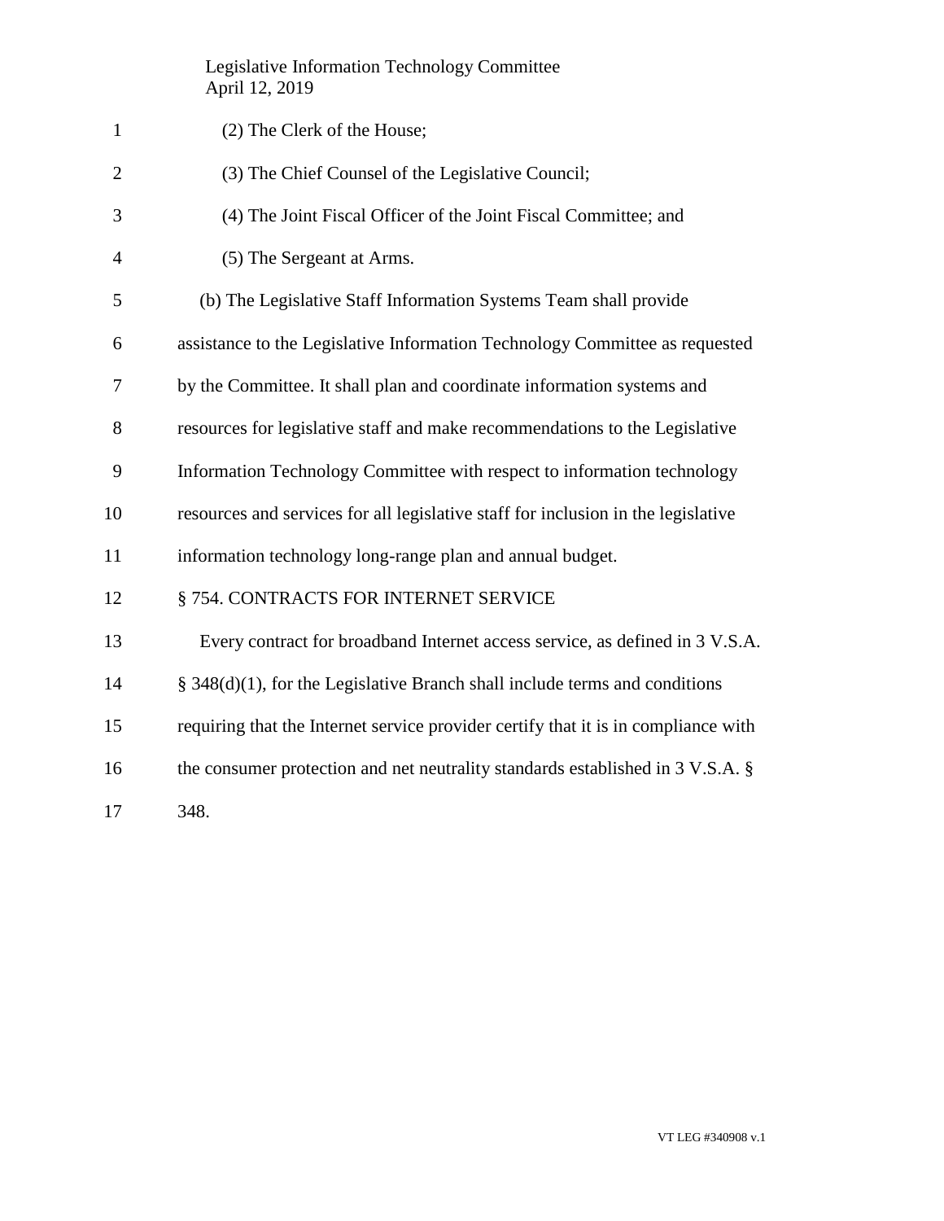(2) The Clerk of the House;

(3) The Chief Counsel of the Legislative Council;

(4) The Joint Fiscal Officer of the Joint Fiscal Committee; and

(5) The Sergeant at Arms.

(b) The Legislative Staff Information Systems Team shall provide assistance to the Legislative Information Technology Committee as requested by the Committee. It shall plan and coordinate information systems and resources for legislative staff and make recommendations to the Legislative Information Technology Committee with respect to information technology resources and services for all legislative staff for inclusion in the legislative information technology long-range plan and annual budget.

§ 754. CONTRACTS FOR INTERNET SERVICE

Every contract for broadband Internet access service, as defined in 3 V.S.A. § 348(d)(1), for the Legislative Branch shall include terms and conditions requiring that the Internet service provider certify that it is in compliance with the consumer protection and net neutrality standards established in 3 V.S.A. § 348.